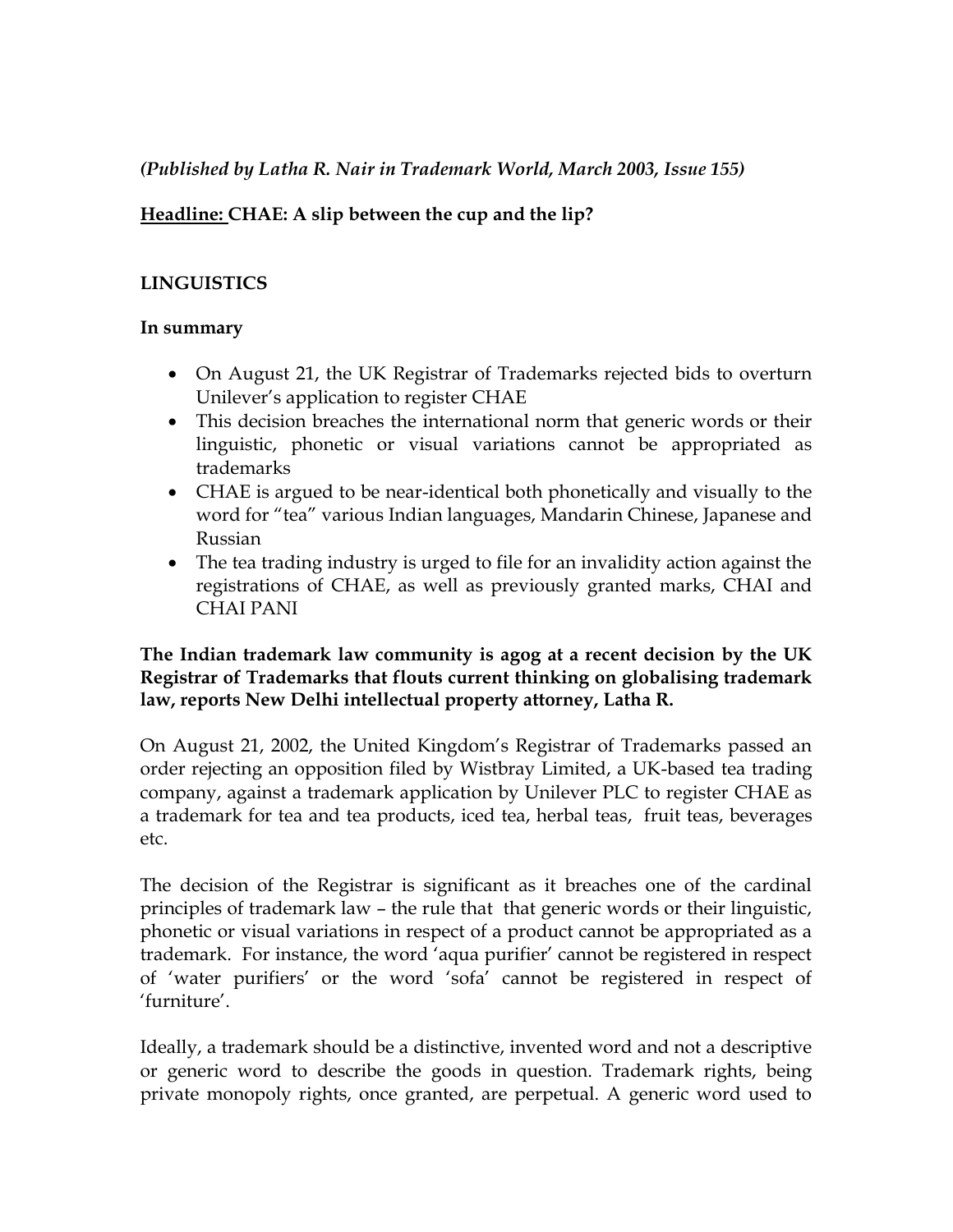*(Published by Latha R. Nair in Trademark World, March 2003, Issue 155)*

**<u>Headline:</u> CHAE: A slip between the cup and the lip?**

**LINGUISTICS**

**In summary**

- On August 21, the UK Registrar of Trademarks rejected bids to overturn Unilever's application to register CHAE
- This decision breaches the international norm that generic words or their linguistic, phonetic or visual variations cannot be appropriated as trademarks
- CHAE is argued to be near-identical both phonetically and visually to the word for "tea" various Indian languages, Mandarin Chinese, Japanese and Russian
- The tea trading industry is urged to file for an invalidity action against the registrations of CHAE, as well as previously granted marks, CHAI and CHAI PANI

**The Indian trademark law community is agog at a recent decision by the UK Registrar of Trademarks that flouts current thinking on globalising trademark law, reports New Delhi intellectual property attorney, Latha R.**

On August 21, 2002, the United Kingdom's Registrar of Trademarks passed an order rejecting an opposition filed by Wistbray Limited, a UK-based tea trading company, against a trademark application by Unilever PLC to register CHAE as a trademark for tea and tea products, iced tea, herbal teas, fruit teas, beverages etc.

The decision of the Registrar is significant as it breaches one of the cardinal principles of trademark law – the rule that that generic words or their linguistic, phonetic or visual variations in respect of a product cannot be appropriated as a trademark. For instance, the word 'aqua purifier' cannot be registered in respect of 'water purifiers' or the word 'sofa' cannot be registered in respect of 'furniture'.

Ideally, a trademark should be a distinctive, invented word and not a descriptive or generic word to describe the goods in question. Trademark rights, being private monopoly rights, once granted, are perpetual. A generic word used to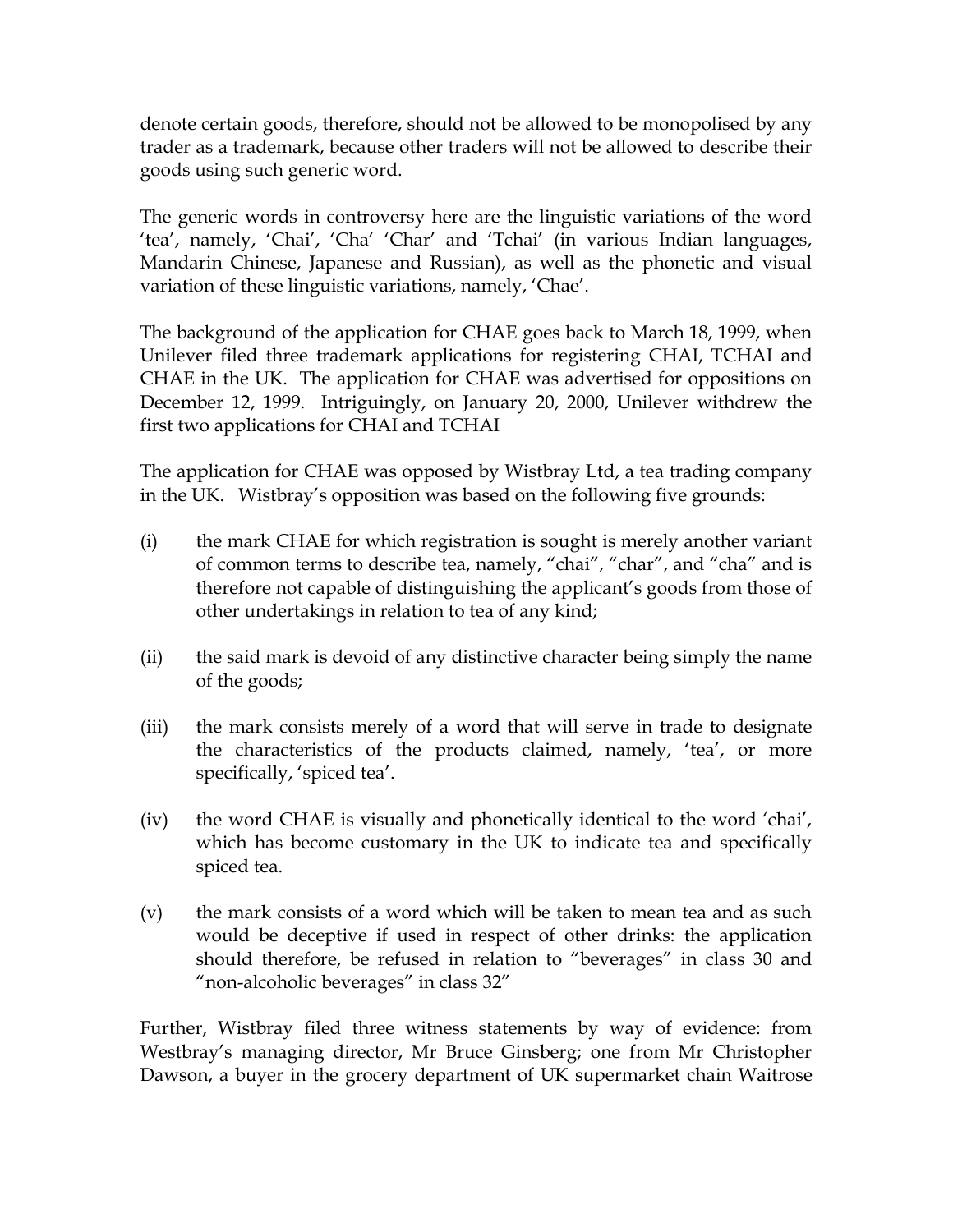denote certain goods, therefore, should not be allowed to be monopolised by any trader as a trademark, because other traders will not be allowed to describe their goods using such generic word.

The generic words in controversy here are the linguistic variations of the word 'tea', namely, 'Chai', 'Cha' 'Char' and 'Tchai' (in various Indian languages, Mandarin Chinese, Japanese and Russian), as well as the phonetic and visual variation of these linguistic variations, namely, 'Chae'.

The background of the application for CHAE goes back to March 18, 1999, when Unilever filed three trademark applications for registering CHAI, TCHAI and CHAE in the UK. The application for CHAE was advertised for oppositions on December 12, 1999. Intriguingly, on January 20, 2000, Unilever withdrew the first two applications for CHAI and TCHAI

The application for CHAE was opposed by Wistbray Ltd, a tea trading company in the UK. Wistbray's opposition was based on the following five grounds:

(i) the mark CHAE for which registration is sought is merely another variant of common terms to describe tea, namely, "chai", "char", and "cha" and is therefore not capable of distinguishing the applicant's goods from those of other undertakings in relation to tea of any kind;

(ii) the said mark is devoid of any distinctive character being simply the name of the goods;

(iii) the mark consists merely of a word that will serve in trade to designate the characteristics of the products claimed, namely, 'tea', or more specifically, 'spiced tea'.

(iv) the word CHAE is visually and phonetically identical to the word 'chai', which has become customary in the UK to indicate tea and specifically spiced tea.

(v) the mark consists of a word which will be taken to mean tea and as such would be deceptive if used in respect of other drinks: the application should therefore, be refused in relation to "beverages" in class 30 and "non-alcoholic beverages" in class 32"

Further, Wistbray filed three witness statements by way of evidence: from Westbray's managing director, Mr Bruce Ginsberg; one from Mr Christopher Dawson, a buyer in the grocery department of UK supermarket chain Waitrose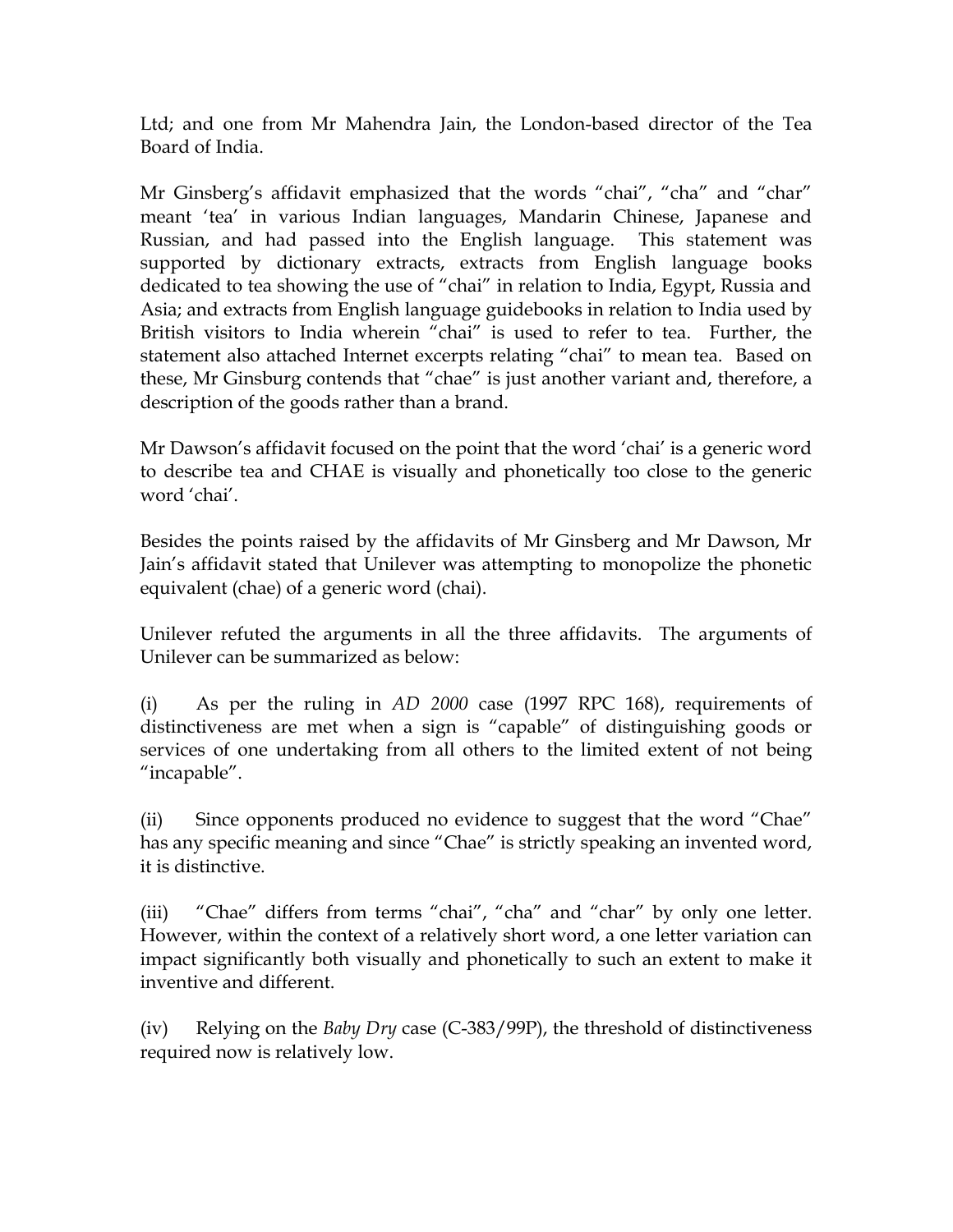Ltd; and one from Mr Mahendra Jain, the London-based director of the Tea Board of India.

Mr Ginsberg's affidavit emphasized that the words "chai", "cha" and "char" meant 'tea' in various Indian languages, Mandarin Chinese, Japanese and Russian, and had passed into the English language. This statement was supported by dictionary extracts, extracts from English language books dedicated to tea showing the use of "chai" in relation to India, Egypt, Russia and Asia; and extracts from English language guidebooks in relation to India used by British visitors to India wherein "chai" is used to refer to tea. Further, the statement also attached Internet excerpts relating "chai" to mean tea. Based on these, Mr Ginsburg contends that "chae" is just another variant and, therefore, a description of the goods rather than a brand.

Mr Dawson's affidavit focused on the point that the word 'chai' is a generic word to describe tea and CHAE is visually and phonetically too close to the generic word 'chai'.

Besides the points raised by the affidavits of Mr Ginsberg and Mr Dawson, Mr Jain's affidavit stated that Unilever was attempting to monopolize the phonetic equivalent (chae) of a generic word (chai).

Unilever refuted the arguments in all the three affidavits. The arguments of Unilever can be summarized as below:

(i) As per the ruling in *AD 2000* case (1997 RPC 168), requirements of distinctiveness are met when a sign is "capable" of distinguishing goods or services of one undertaking from all others to the limited extent of not being "incapable".

(ii) Since opponents produced no evidence to suggest that the word "Chae" has any specific meaning and since "Chae" is strictly speaking an invented word, it is distinctive.

(iii) "Chae" differs from terms "chai", "cha" and "char" by only one letter. However, within the context of a relatively short word, a one letter variation can impact significantly both visually and phonetically to such an extent to make it inventive and different.

(iv) Relying on the *Baby Dry* case (C-383/99P), the threshold of distinctiveness required now is relatively low.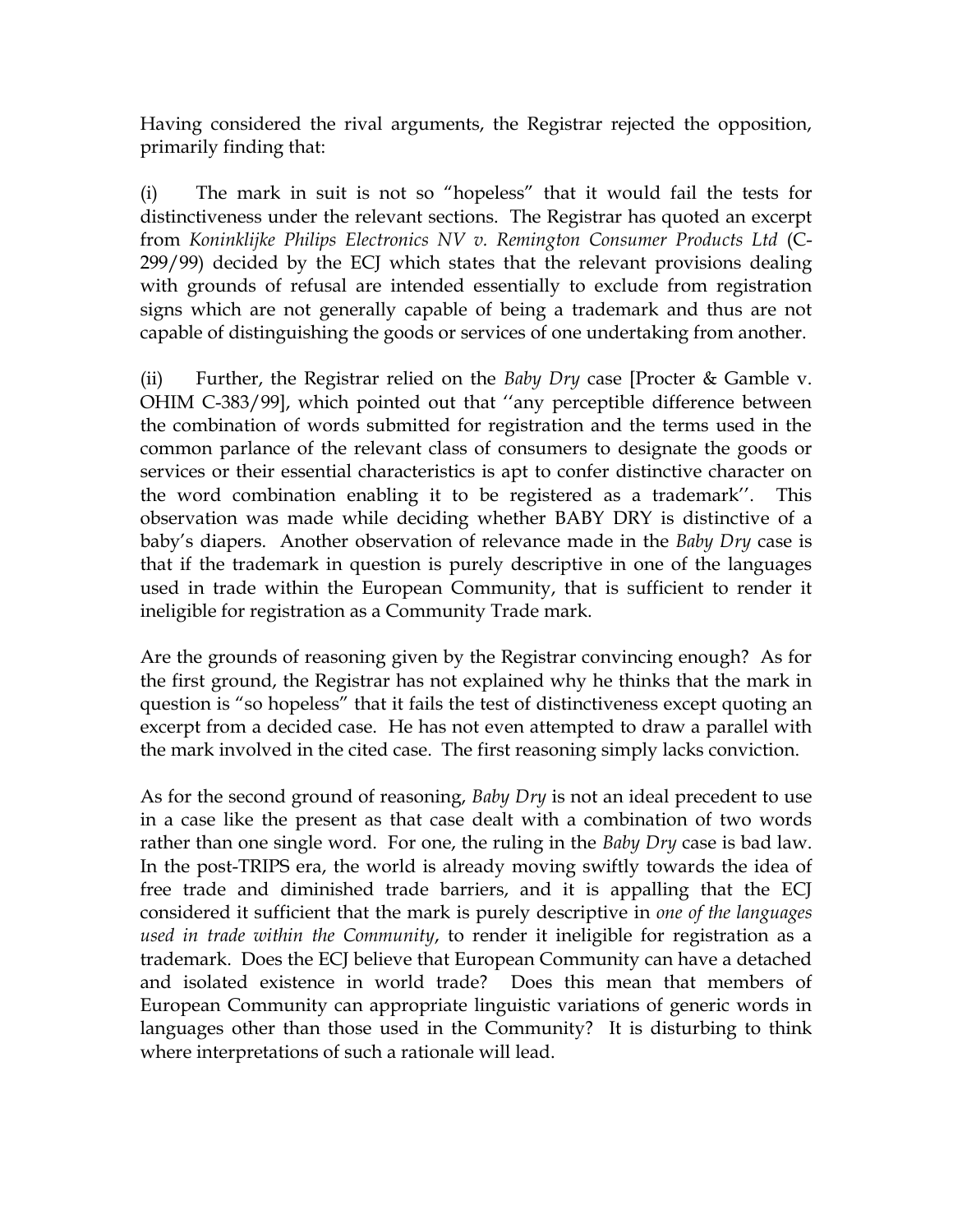Having considered the rival arguments, the Registrar rejected the opposition, primarily finding that:

(i) The mark in suit is not so "hopeless" that it would fail the tests for distinctiveness under the relevant sections. The Registrar has quoted an excerpt from *Koninklijke Philips Electronics NV v. Remington Consumer Products Ltd* (C-299/99) decided by the ECJ which states that the relevant provisions dealing with grounds of refusal are intended essentially to exclude from registration signs which are not generally capable of being a trademark and thus are not capable of distinguishing the goods or services of one undertaking from another.

(ii) Further, the Registrar relied on the *Baby Dry* case [Procter & Gamble v. OHIM C-383/99], which pointed out that ''any perceptible difference between the combination of words submitted for registration and the terms used in the common parlance of the relevant class of consumers to designate the goods or services or their essential characteristics is apt to confer distinctive character on the word combination enabling it to be registered as a trademark''. This observation was made while deciding whether BABY DRY is distinctive of a baby's diapers. Another observation of relevance made in the *Baby Dry* case is that if the trademark in question is purely descriptive in one of the languages used in trade within the European Community, that is sufficient to render it ineligible for registration as a Community Trade mark.

Are the grounds of reasoning given by the Registrar convincing enough? As for the first ground, the Registrar has not explained why he thinks that the mark in question is "so hopeless" that it fails the test of distinctiveness except quoting an excerpt from a decided case. He has not even attempted to draw a parallel with the mark involved in the cited case. The first reasoning simply lacks conviction.

As for the second ground of reasoning, *Baby Dry* is not an ideal precedent to use in a case like the present as that case dealt with a combination of two words rather than one single word. For one, the ruling in the *Baby Dry* case is bad law. In the post-TRIPS era, the world is already moving swiftly towards the idea of free trade and diminished trade barriers, and it is appalling that the ECJ considered it sufficient that the mark is purely descriptive in *one of the languages used in trade within the Community*, to render it ineligible for registration as a trademark. Does the ECJ believe that European Community can have a detached and isolated existence in world trade? Does this mean that members of European Community can appropriate linguistic variations of generic words in languages other than those used in the Community? It is disturbing to think where interpretations of such a rationale will lead.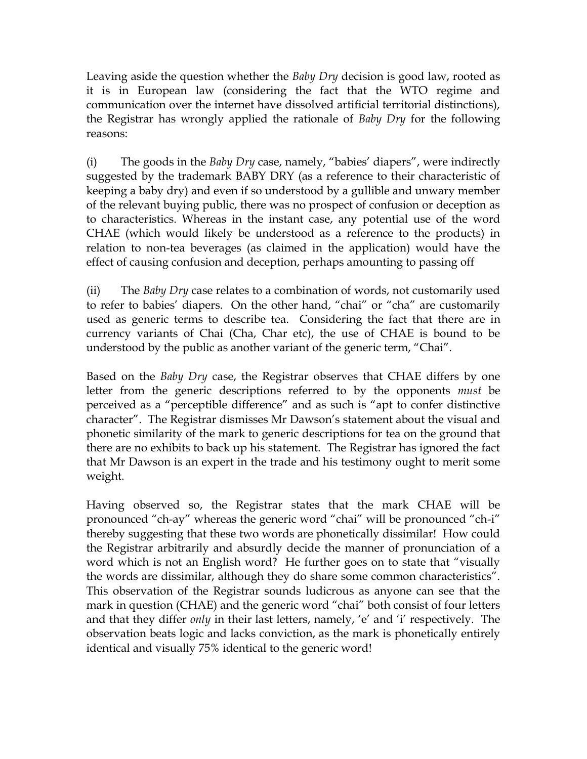Leaving aside the question whether the *Baby Dry* decision is good law, rooted as it is in European law (considering the fact that the WTO regime and communication over the internet have dissolved artificial territorial distinctions), the Registrar has wrongly applied the rationale of *Baby Dry* for the following reasons:

(i) The goods in the *Baby Dry* case, namely, "babies' diapers", were indirectly suggested by the trademark BABY DRY (as a reference to their characteristic of keeping a baby dry) and even if so understood by a gullible and unwary member of the relevant buying public, there was no prospect of confusion or deception as to characteristics. Whereas in the instant case, any potential use of the word CHAE (which would likely be understood as a reference to the products) in relation to non-tea beverages (as claimed in the application) would have the effect of causing confusion and deception, perhaps amounting to passing off

(ii) The *Baby Dry* case relates to a combination of words, not customarily used to refer to babies' diapers. On the other hand, "chai" or "cha" are customarily used as generic terms to describe tea. Considering the fact that there are in currency variants of Chai (Cha, Char etc), the use of CHAE is bound to be understood by the public as another variant of the generic term, "Chai".

Based on the *Baby Dry* case, the Registrar observes that CHAE differs by one letter from the generic descriptions referred to by the opponents *must* be perceived as a "perceptible difference" and as such is "apt to confer distinctive character". The Registrar dismisses Mr Dawson's statement about the visual and phonetic similarity of the mark to generic descriptions for tea on the ground that there are no exhibits to back up his statement. The Registrar has ignored the fact that Mr Dawson is an expert in the trade and his testimony ought to merit some weight.

Having observed so, the Registrar states that the mark CHAE will be pronounced "ch-ay" whereas the generic word "chai" will be pronounced "ch-i" thereby suggesting that these two words are phonetically dissimilar! How could the Registrar arbitrarily and absurdly decide the manner of pronunciation of a word which is not an English word? He further goes on to state that "visually the words are dissimilar, although they do share some common characteristics". This observation of the Registrar sounds ludicrous as anyone can see that the mark in question (CHAE) and the generic word "chai" both consist of four letters and that they differ *only* in their last letters, namely, 'e' and 'i' respectively. The observation beats logic and lacks conviction, as the mark is phonetically entirely identical and visually 75% identical to the generic word!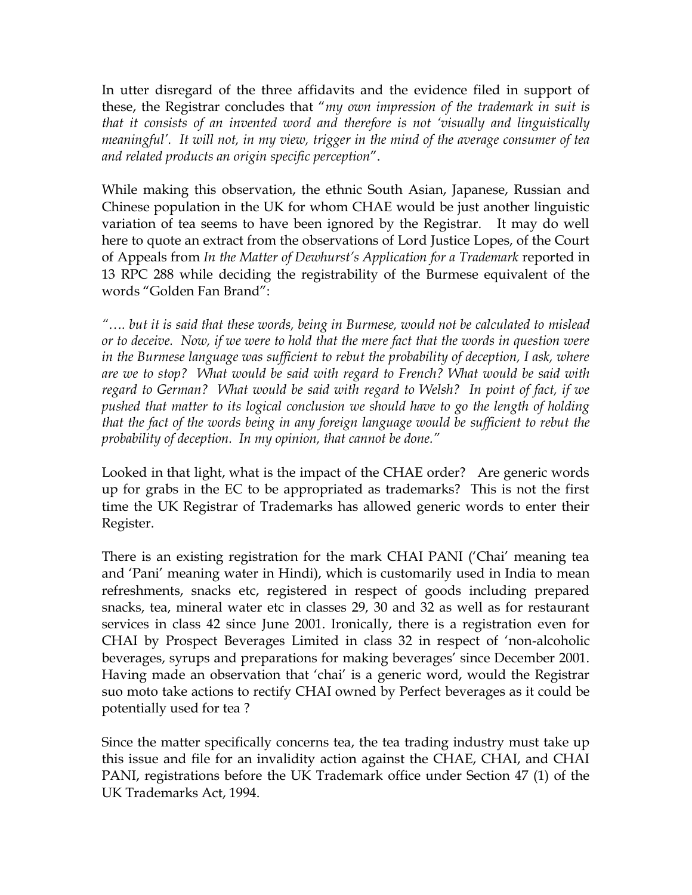In utter disregard of the three affidavits and the evidence filed in support of these, the Registrar concludes that "*my own impression of the trademark in suit is that it consists of an invented word and therefore is not 'visually and linguistically meaningful'. It will not, in my view, trigger in the mind of the average consumer of tea and related products an origin specific perception*".

While making this observation, the ethnic South Asian, Japanese, Russian and Chinese population in the UK for whom CHAE would be just another linguistic variation of tea seems to have been ignored by the Registrar. It may do well here to quote an extract from the observations of Lord Justice Lopes, of the Court of Appeals from *In the Matter of Dewhurst's Application for a Trademark* reported in 13 RPC 288 while deciding the registrability of the Burmese equivalent of the words "Golden Fan Brand":

*"…. but it is said that these words, being in Burmese, would not be calculated to mislead or to deceive. Now, if we were to hold that the mere fact that the words in question were in the Burmese language was sufficient to rebut the probability of deception, I ask, where are we to stop? What would be said with regard to French? What would be said with regard to German? What would be said with regard to Welsh? In point of fact, if we pushed that matter to its logical conclusion we should have to go the length of holding that the fact of the words being in any foreign language would be sufficient to rebut the probability of deception. In my opinion, that cannot be done."*

Looked in that light, what is the impact of the CHAE order? Are generic words up for grabs in the EC to be appropriated as trademarks? This is not the first time the UK Registrar of Trademarks has allowed generic words to enter their Register.

There is an existing registration for the mark CHAI PANI ('Chai' meaning tea and 'Pani' meaning water in Hindi), which is customarily used in India to mean refreshments, snacks etc, registered in respect of goods including prepared snacks, tea, mineral water etc in classes 29, 30 and 32 as well as for restaurant services in class 42 since June 2001. Ironically, there is a registration even for CHAI by Prospect Beverages Limited in class 32 in respect of 'non-alcoholic beverages, syrups and preparations for making beverages' since December 2001. Having made an observation that 'chai' is a generic word, would the Registrar suo moto take actions to rectify CHAI owned by Perfect beverages as it could be potentially used for tea ?

Since the matter specifically concerns tea, the tea trading industry must take up this issue and file for an invalidity action against the CHAE, CHAI, and CHAI PANI, registrations before the UK Trademark office under Section 47 (1) of the UK Trademarks Act, 1994.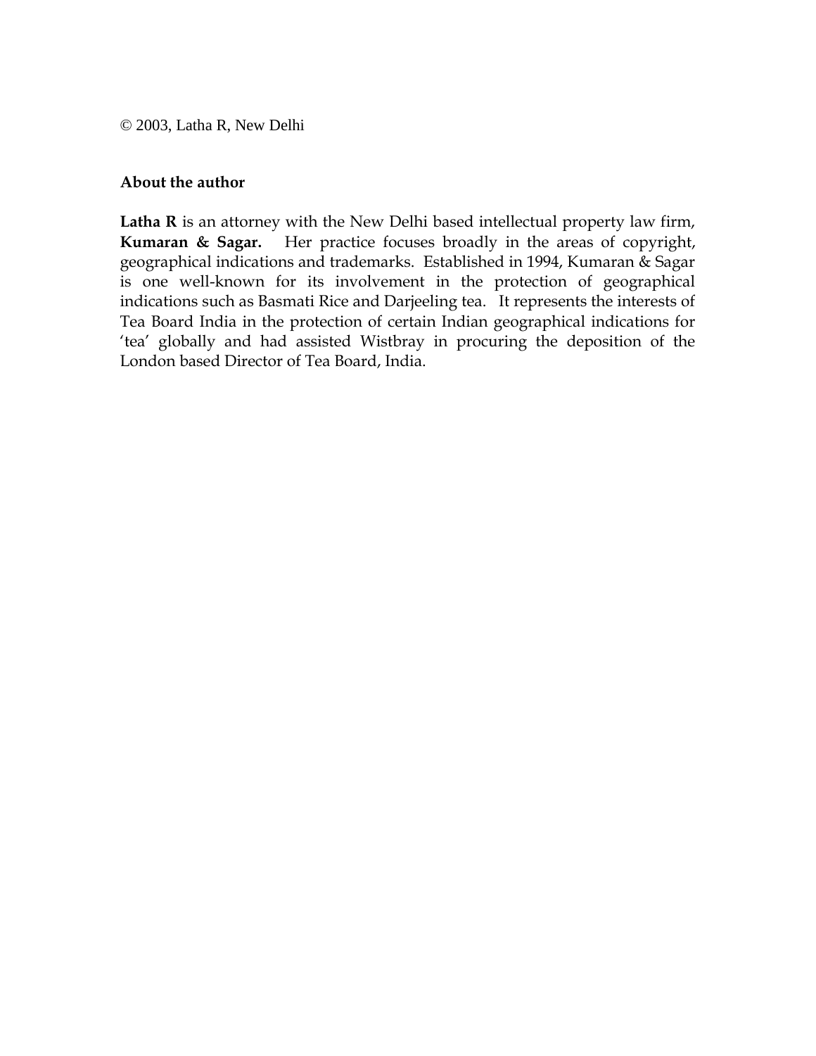© 2003, Latha R, New Delhi

**About the author**

**Latha R** is an attorney with the New Delhi based intellectual property law firm, **Kumaran & Sagar.** Her practice focuses broadly in the areas of copyright, geographical indications and trademarks. Established in 1994, Kumaran & Sagar is one well-known for its involvement in the protection of geographical indications such as Basmati Rice and Darjeeling tea. It represents the interests of Tea Board India in the protection of certain Indian geographical indications for 'tea' globally and had assisted Wistbray in procuring the deposition of the London based Director of Tea Board, India.